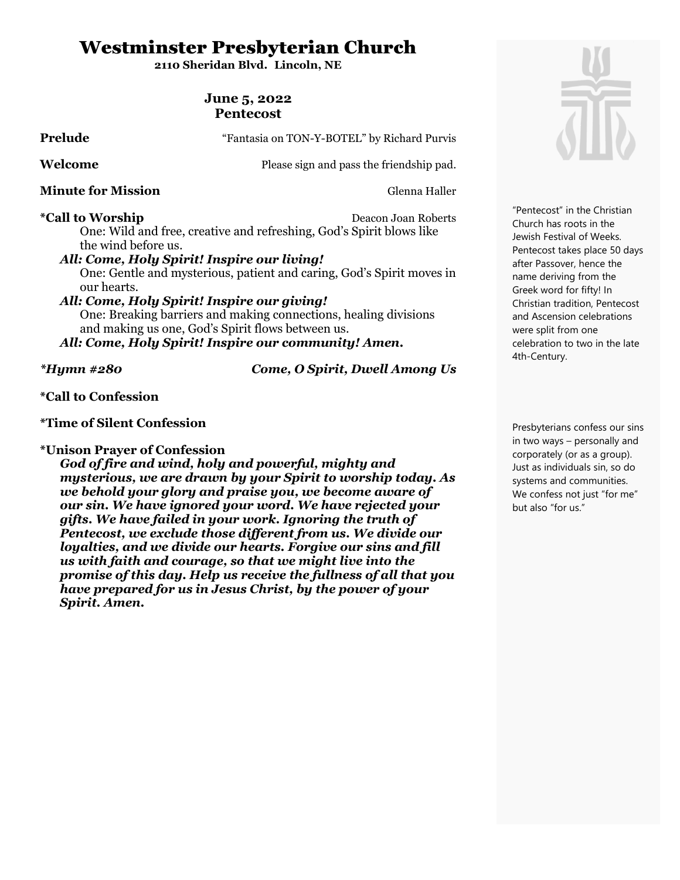# Westminster Presbyterian Church

**2110 Sheridan Blvd. Lincoln, NE**

**June 5, 2022**
**Pentecost**

**Prelude** "Fantasia on TON-Y-BOTEL" by Richard Purvis

**Welcome** Please sign and pass the friendship pad.

**Minute for Mission** Glenna Haller

**\*Call to Worship** Deacon Joan Roberts

One: Wild and free, creative and refreshing, God's Spirit blows like the wind before us.

***All: Come, Holy Spirit! Inspire our living!***

One: Gentle and mysterious, patient and caring, God's Spirit moves in our hearts.

***All: Come, Holy Spirit! Inspire our giving!***

One: Breaking barriers and making connections, healing divisions and making us one, God's Spirit flows between us.

***All: Come, Holy Spirit! Inspire our community! Amen.***

***\*Hymn #280*** ***Come, O Spirit, Dwell Among Us***

**\*Call to Confession**

**\*Time of Silent Confession**

**\*Unison Prayer of Confession**

***God of fire and wind, holy and powerful, mighty and mysterious, we are drawn by your Spirit to worship today. As we behold your glory and praise you, we become aware of our sin. We have ignored your word. We have rejected your gifts. We have failed in your work. Ignoring the truth of Pentecost, we exclude those different from us. We divide our loyalties, and we divide our hearts. Forgive our sins and fill us with faith and courage, so that we might live into the promise of this day. Help us receive the fullness of all that you have prepared for us in Jesus Christ, by the power of your Spirit. Amen.***

"Pentecost" in the Christian Church has roots in the Jewish Festival of Weeks. Pentecost takes place 50 days after Passover, hence the name deriving from the Greek word for fifty! In Christian tradition, Pentecost and Ascension celebrations were split from one celebration to two in the late 4th-Century.

Presbyterians confess our sins in two ways – personally and corporately (or as a group). Just as individuals sin, so do systems and communities. We confess not just "for me" but also "for us."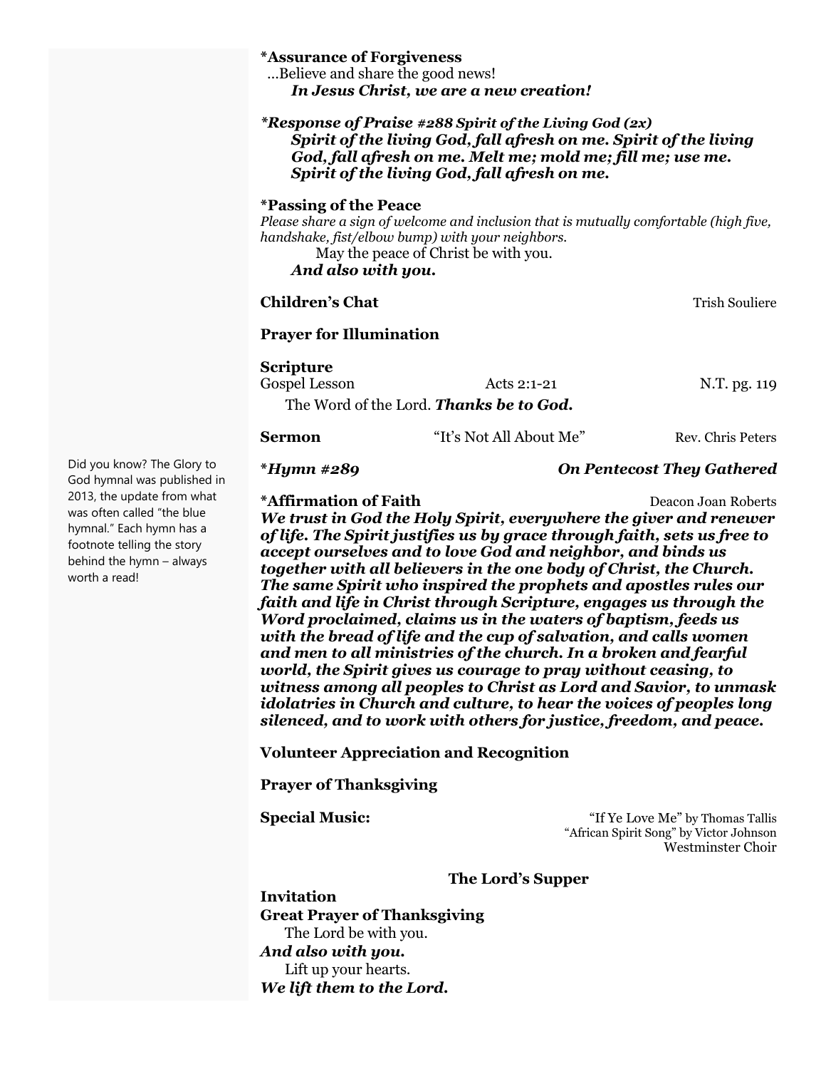**\*Assurance of Forgiveness**
…Believe and share the good news!
***In Jesus Christ, we are a new creation!***

***\*Response of Praise** #288 Spirit of the Living God (2x)*
***Spirit of the living God, fall afresh on me. Spirit of the living God, fall afresh on me. Melt me; mold me; fill me; use me. Spirit of the living God, fall afresh on me.***

**\*Passing of the Peace**
*Please share a sign of welcome and inclusion that is mutually comfortable (high five, handshake, fist/elbow bump) with your neighbors.*
May the peace of Christ be with you.
***And also with you.***

**Children's Chat** Trish Souliere

**Prayer for Illumination**

**Scripture**
Gospel Lesson Acts 2:1-21 N.T. pg. 119
The Word of the Lord. ***Thanks be to God.***

**Sermon** "It's Not All About Me" Rev. Chris Peters

Did you know? The Glory to God hymnal was published in 2013, the update from what was often called "the blue hymnal." Each hymn has a footnote telling the story behind the hymn – always worth a read!

***\*Hymn #289*** ***On Pentecost They Gathered***

**\*Affirmation of Faith** Deacon Joan Roberts
***We trust in God the Holy Spirit, everywhere the giver and renewer of life. The Spirit justifies us by grace through faith, sets us free to accept ourselves and to love God and neighbor, and binds us together with all believers in the one body of Christ, the Church. The same Spirit who inspired the prophets and apostles rules our faith and life in Christ through Scripture, engages us through the Word proclaimed, claims us in the waters of baptism, feeds us with the bread of life and the cup of salvation, and calls women and men to all ministries of the church. In a broken and fearful world, the Spirit gives us courage to pray without ceasing, to witness among all peoples to Christ as Lord and Savior, to unmask idolatries in Church and culture, to hear the voices of peoples long silenced, and to work with others for justice, freedom, and peace.***

**Volunteer Appreciation and Recognition**

**Prayer of Thanksgiving**

**Special Music:** "If Ye Love Me" by Thomas Tallis
"African Spirit Song" by Victor Johnson
Westminster Choir

**The Lord's Supper**

**Invitation**
**Great Prayer of Thanksgiving**
The Lord be with you.
***And also with you.***
Lift up your hearts.
***We lift them to the Lord.***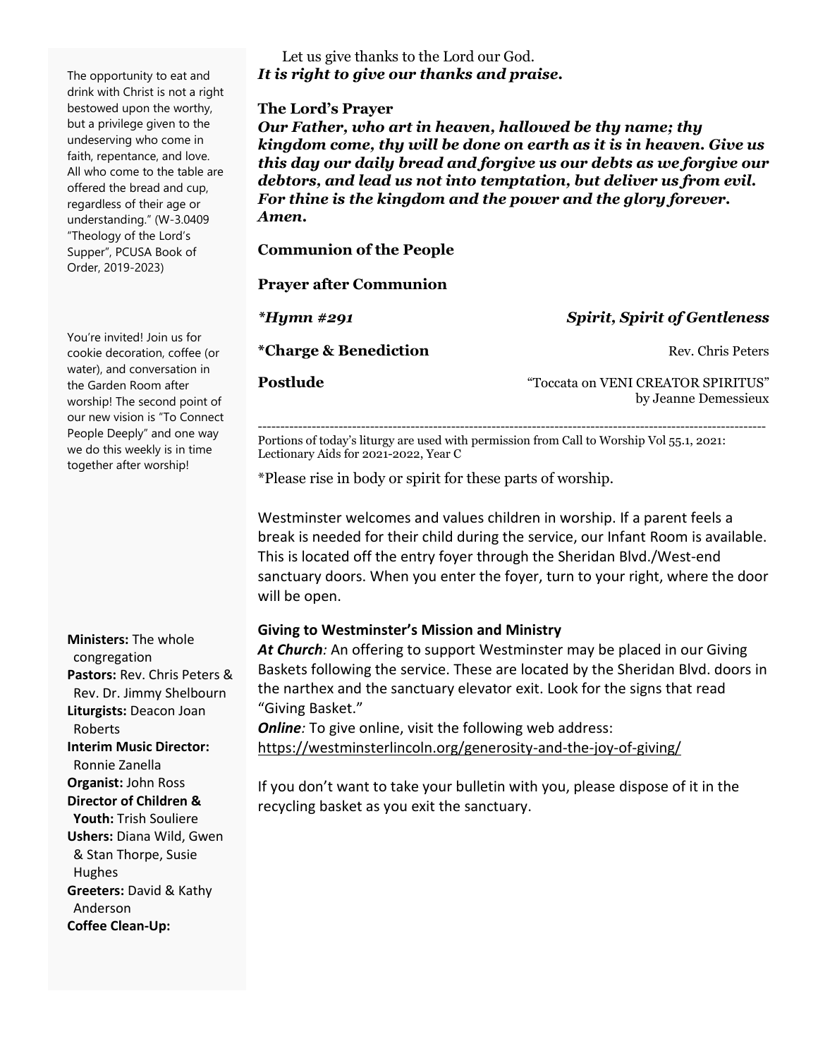Let us give thanks to the Lord our God.
***It is right to give our thanks and praise.***

**The Lord's Prayer**

***Our Father, who art in heaven, hallowed be thy name; thy kingdom come, thy will be done on earth as it is in heaven. Give us this day our daily bread and forgive us our debts as we forgive our debtors, and lead us not into temptation, but deliver us from evil. For thine is the kingdom and the power and the glory forever. Amen.***

**Communion of the People**

**Prayer after Communion**

***\*Hymn #291*** — ***Spirit, Spirit of Gentleness***

**\*Charge & Benediction** — Rev. Chris Peters

**Postlude** — "Toccata on VENI CREATOR SPIRITUS" by Jeanne Demessieux

---

Portions of today's liturgy are used with permission from Call to Worship Vol 55.1, 2021: Lectionary Aids for 2021-2022, Year C

*Please rise in body or spirit for these parts of worship.

Westminster welcomes and values children in worship. If a parent feels a break is needed for their child during the service, our Infant Room is available. This is located off the entry foyer through the Sheridan Blvd./West-end sanctuary doors. When you enter the foyer, turn to your right, where the door will be open.

**Giving to Westminster's Mission and Ministry**

***At Church***: An offering to support Westminster may be placed in our Giving Baskets following the service. These are located by the Sheridan Blvd. doors in the narthex and the sanctuary elevator exit. Look for the signs that read "Giving Basket."

***Online***: To give online, visit the following web address: https://westminsterlincoln.org/generosity-and-the-joy-of-giving/

If you don't want to take your bulletin with you, please dispose of it in the recycling basket as you exit the sanctuary.

The opportunity to eat and drink with Christ is not a right bestowed upon the worthy, but a privilege given to the undeserving who come in faith, repentance, and love. All who come to the table are offered the bread and cup, regardless of their age or understanding." (W-3.0409 "Theology of the Lord's Supper", PCUSA Book of Order, 2019-2023)

You're invited! Join us for cookie decoration, coffee (or water), and conversation in the Garden Room after worship! The second point of our new vision is "To Connect People Deeply" and one way we do this weekly is in time together after worship!

**Ministers:** The whole congregation
**Pastors:** Rev. Chris Peters & Rev. Dr. Jimmy Shelbourn
**Liturgists:** Deacon Joan Roberts
**Interim Music Director:** Ronnie Zanella
**Organist:** John Ross
**Director of Children & Youth:** Trish Souliere
**Ushers:** Diana Wild, Gwen & Stan Thorpe, Susie Hughes
**Greeters:** David & Kathy Anderson
**Coffee Clean-Up:**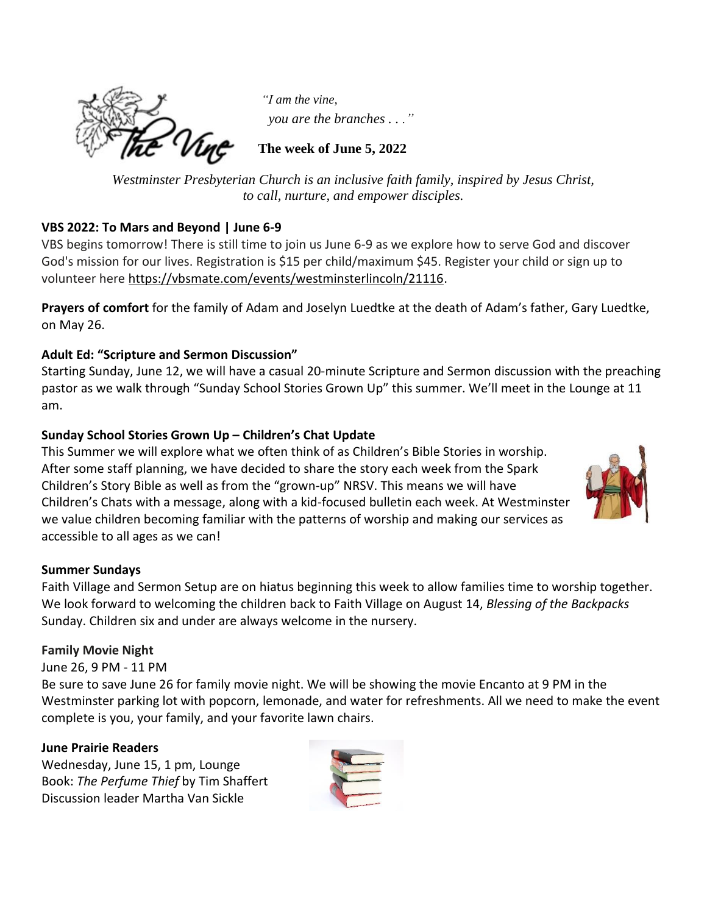*"I am the vine,*
*you are the branches . . ."*

**The week of June 5, 2022**

*Westminster Presbyterian Church is an inclusive faith family, inspired by Jesus Christ, to call, nurture, and empower disciples.*

**VBS 2022: To Mars and Beyond | June 6-9**

VBS begins tomorrow! There is still time to join us June 6-9 as we explore how to serve God and discover God's mission for our lives. Registration is $15 per child/maximum $45. Register your child or sign up to volunteer here https://vbsmate.com/events/westminsterlincoln/21116.

**Prayers of comfort** for the family of Adam and Joselyn Luedtke at the death of Adam's father, Gary Luedtke, on May 26.

**Adult Ed: "Scripture and Sermon Discussion"**

Starting Sunday, June 12, we will have a casual 20-minute Scripture and Sermon discussion with the preaching pastor as we walk through "Sunday School Stories Grown Up" this summer. We'll meet in the Lounge at 11 am.

**Sunday School Stories Grown Up – Children's Chat Update**

This Summer we will explore what we often think of as Children's Bible Stories in worship. After some staff planning, we have decided to share the story each week from the Spark Children's Story Bible as well as from the "grown-up" NRSV. This means we will have Children's Chats with a message, along with a kid-focused bulletin each week. At Westminster we value children becoming familiar with the patterns of worship and making our services as accessible to all ages as we can!

**Summer Sundays**

Faith Village and Sermon Setup are on hiatus beginning this week to allow families time to worship together. We look forward to welcoming the children back to Faith Village on August 14, *Blessing of the Backpacks* Sunday. Children six and under are always welcome in the nursery.

**Family Movie Night**

June 26, 9 PM - 11 PM

Be sure to save June 26 for family movie night. We will be showing the movie Encanto at 9 PM in the Westminster parking lot with popcorn, lemonade, and water for refreshments. All we need to make the event complete is you, your family, and your favorite lawn chairs.

**June Prairie Readers**

Wednesday, June 15, 1 pm, Lounge
Book: *The Perfume Thief* by Tim Shaffert
Discussion leader Martha Van Sickle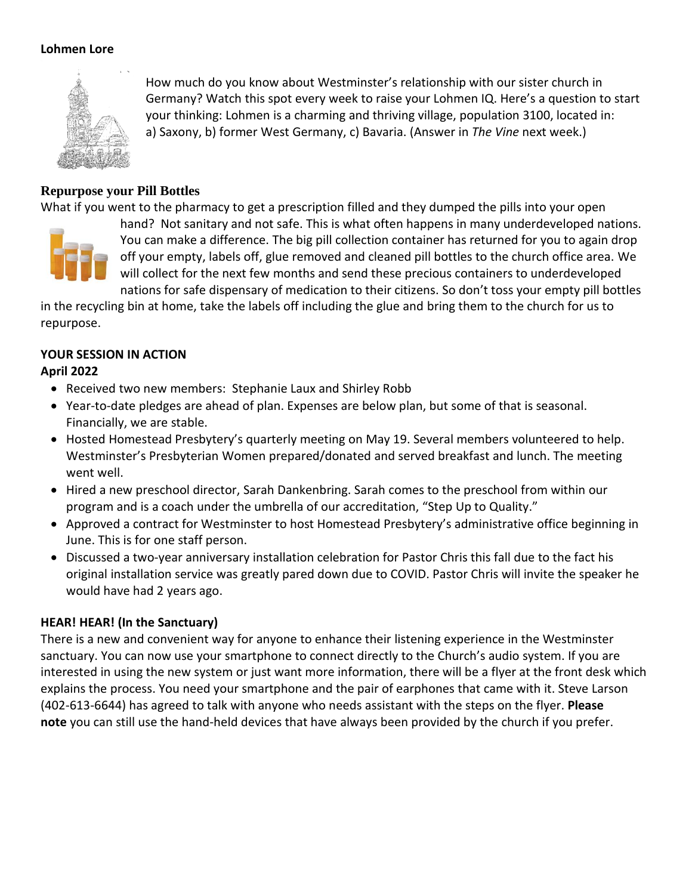**Lohmen Lore**

How much do you know about Westminster's relationship with our sister church in Germany? Watch this spot every week to raise your Lohmen IQ. Here's a question to start your thinking: Lohmen is a charming and thriving village, population 3100, located in: a) Saxony, b) former West Germany, c) Bavaria. (Answer in *The Vine* next week.)

**Repurpose your Pill Bottles**

What if you went to the pharmacy to get a prescription filled and they dumped the pills into your open hand? Not sanitary and not safe. This is what often happens in many underdeveloped nations. You can make a difference. The big pill collection container has returned for you to again drop off your empty, labels off, glue removed and cleaned pill bottles to the church office area. We will collect for the next few months and send these precious containers to underdeveloped nations for safe dispensary of medication to their citizens. So don't toss your empty pill bottles in the recycling bin at home, take the labels off including the glue and bring them to the church for us to repurpose.

**YOUR SESSION IN ACTION**

**April 2022**

- Received two new members: Stephanie Laux and Shirley Robb
- Year-to-date pledges are ahead of plan. Expenses are below plan, but some of that is seasonal. Financially, we are stable.
- Hosted Homestead Presbytery's quarterly meeting on May 19. Several members volunteered to help. Westminster's Presbyterian Women prepared/donated and served breakfast and lunch. The meeting went well.
- Hired a new preschool director, Sarah Dankenbring. Sarah comes to the preschool from within our program and is a coach under the umbrella of our accreditation, "Step Up to Quality."
- Approved a contract for Westminster to host Homestead Presbytery's administrative office beginning in June. This is for one staff person.
- Discussed a two-year anniversary installation celebration for Pastor Chris this fall due to the fact his original installation service was greatly pared down due to COVID. Pastor Chris will invite the speaker he would have had 2 years ago.

**HEAR! HEAR! (In the Sanctuary)**

There is a new and convenient way for anyone to enhance their listening experience in the Westminster sanctuary. You can now use your smartphone to connect directly to the Church's audio system. If you are interested in using the new system or just want more information, there will be a flyer at the front desk which explains the process. You need your smartphone and the pair of earphones that came with it. Steve Larson (402-613-6644) has agreed to talk with anyone who needs assistant with the steps on the flyer. **Please note** you can still use the hand-held devices that have always been provided by the church if you prefer.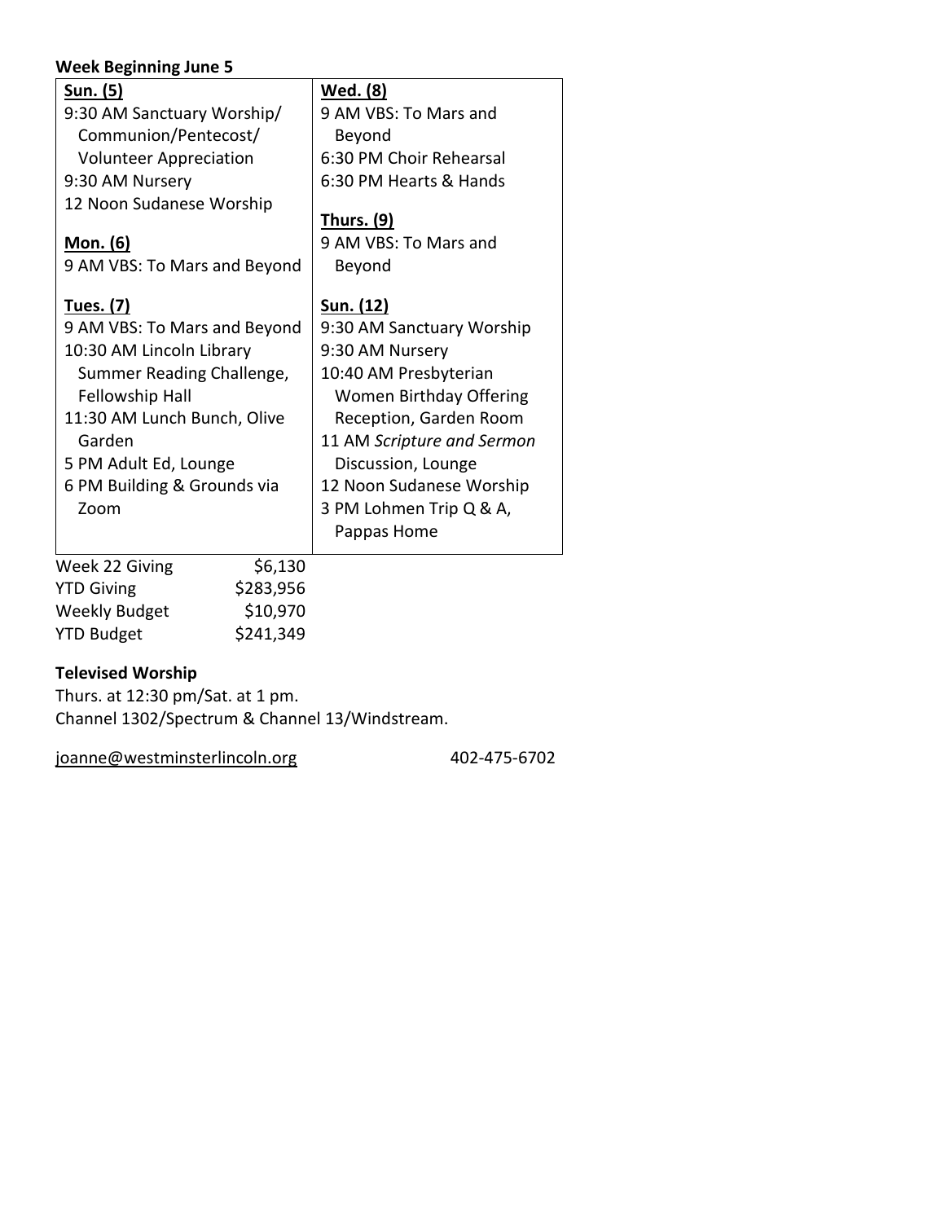**Week Beginning June 5**

**Sun. (5)**
9:30 AM Sanctuary Worship/ Communion/Pentecost/ Volunteer Appreciation
9:30 AM Nursery
12 Noon Sudanese Worship

**Mon. (6)**
9 AM VBS: To Mars and Beyond

**Tues. (7)**
9 AM VBS: To Mars and Beyond
10:30 AM Lincoln Library Summer Reading Challenge, Fellowship Hall
11:30 AM Lunch Bunch, Olive Garden
5 PM Adult Ed, Lounge
6 PM Building & Grounds via Zoom

**Wed. (8)**
9 AM VBS: To Mars and Beyond
6:30 PM Choir Rehearsal
6:30 PM Hearts & Hands

**Thurs. (9)**
9 AM VBS: To Mars and Beyond

**Sun. (12)**
9:30 AM Sanctuary Worship
9:30 AM Nursery
10:40 AM Presbyterian Women Birthday Offering Reception, Garden Room
11 AM *Scripture and Sermon* Discussion, Lounge
12 Noon Sudanese Worship
3 PM Lohmen Trip Q & A, Pappas Home

| | |
|---|---|
| Week 22 Giving | $6,130 |
| YTD Giving | $283,956 |
| Weekly Budget | $10,970 |
| YTD Budget | $241,349 |

**Televised Worship**

Thurs. at 12:30 pm/Sat. at 1 pm.
Channel 1302/Spectrum & Channel 13/Windstream.

joanne@westminsterlincoln.org 402-475-6702